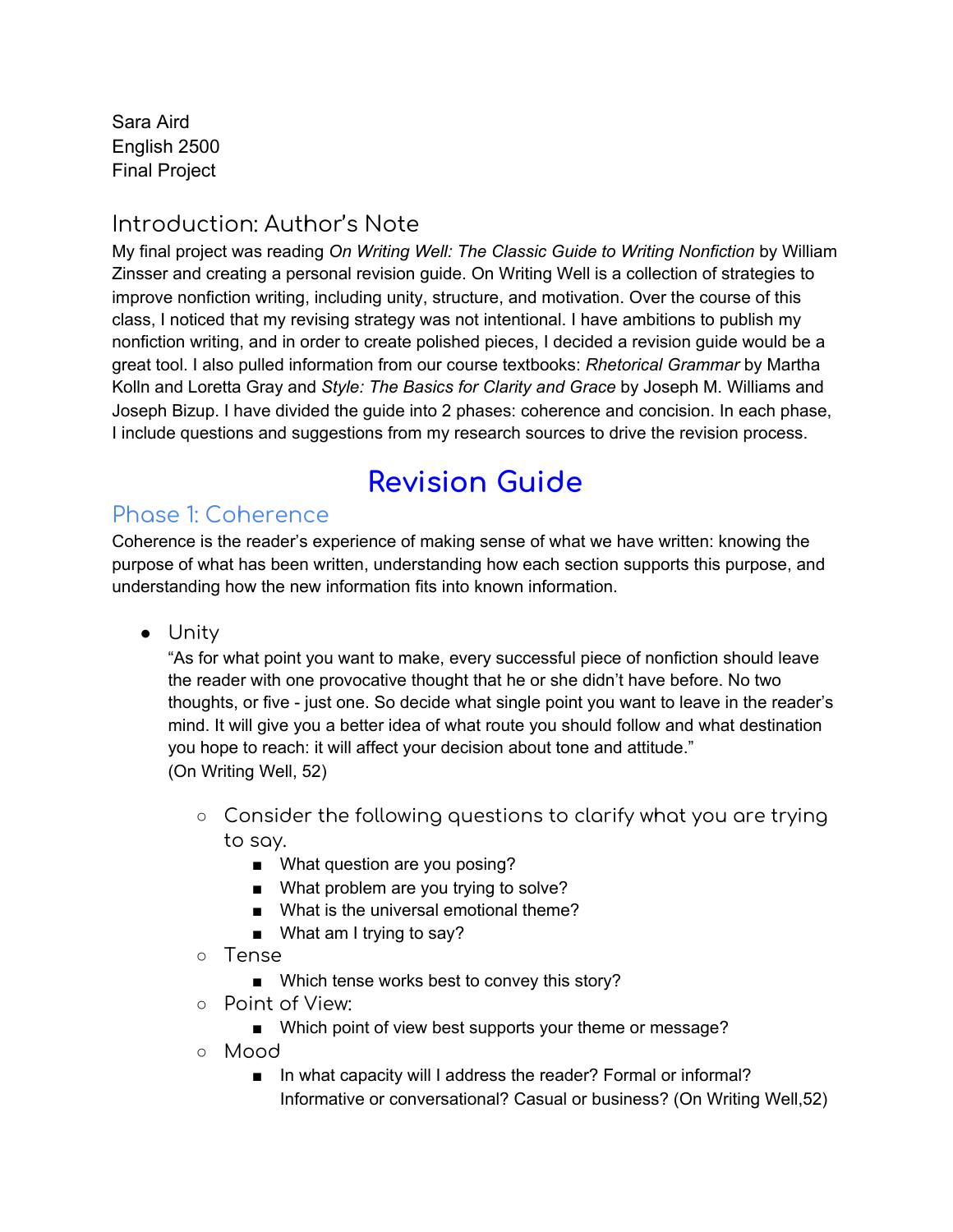Sara Aird
English 2500
Final Project

## Introduction: Author's Note

My final project was reading *On Writing Well: The Classic Guide to Writing Nonfiction* by William Zinsser and creating a personal revision guide. On Writing Well is a collection of strategies to improve nonfiction writing, including unity, structure, and motivation. Over the course of this class, I noticed that my revising strategy was not intentional. I have ambitions to publish my nonfiction writing, and in order to create polished pieces, I decided a revision guide would be a great tool. I also pulled information from our course textbooks: *Rhetorical Grammar* by Martha Kolln and Loretta Gray and *Style: The Basics for Clarity and Grace* by Joseph M. Williams and Joseph Bizup. I have divided the guide into 2 phases: coherence and concision. In each phase, I include questions and suggestions from my research sources to drive the revision process.

# Revision Guide

## Phase 1: Coherence

Coherence is the reader's experience of making sense of what we have written: knowing the purpose of what has been written, understanding how each section supports this purpose, and understanding how the new information fits into known information.

- Unity
  "As for what point you want to make, every successful piece of nonfiction should leave the reader with one provocative thought that he or she didn't have before. No two thoughts, or five - just one. So decide what single point you want to leave in the reader's mind. It will give you a better idea of what route you should follow and what destination you hope to reach: it will affect your decision about tone and attitude."
  (On Writing Well, 52)
  - Consider the following questions to clarify what you are trying to say.
    - What question are you posing?
    - What problem are you trying to solve?
    - What is the universal emotional theme?
    - What am I trying to say?
  - Tense
    - Which tense works best to convey this story?
  - Point of View:
    - Which point of view best supports your theme or message?
  - Mood
    - In what capacity will I address the reader? Formal or informal? Informative or conversational? Casual or business? (On Writing Well,52)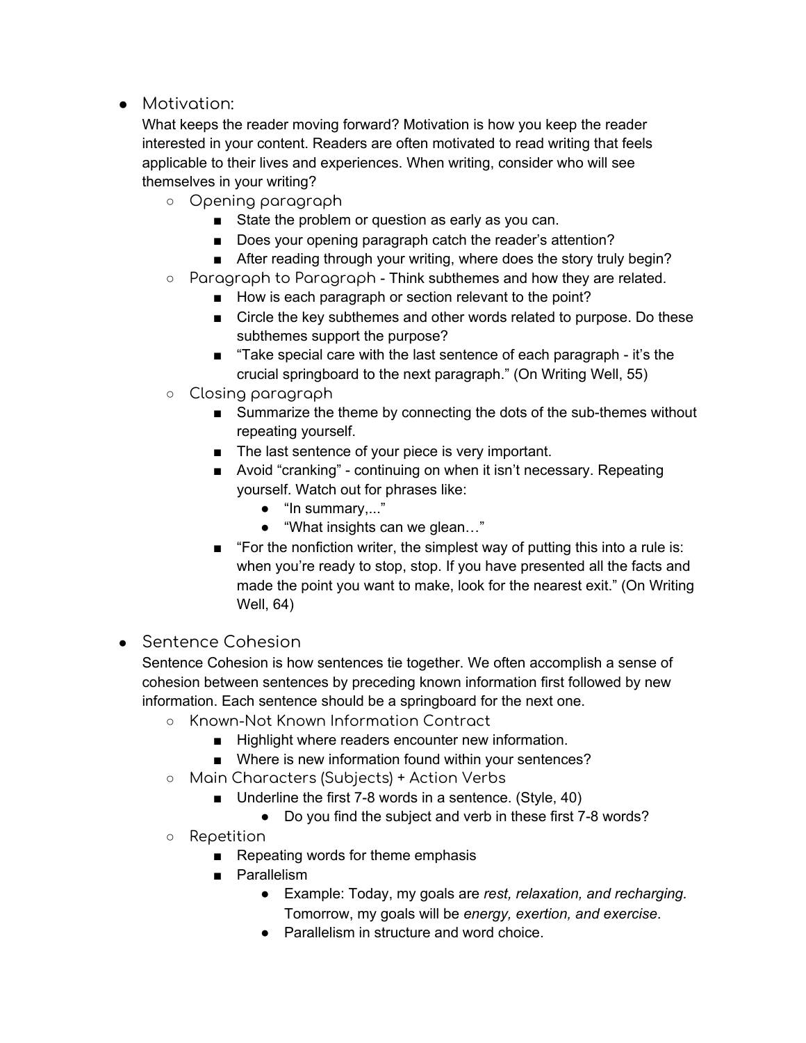- Motivation:

  What keeps the reader moving forward? Motivation is how you keep the reader interested in your content. Readers are often motivated to read writing that feels applicable to their lives and experiences. When writing, consider who will see themselves in your writing?

  - Opening paragraph
    - State the problem or question as early as you can.
    - Does your opening paragraph catch the reader's attention?
    - After reading through your writing, where does the story truly begin?
  - Paragraph to Paragraph - Think subthemes and how they are related.
    - How is each paragraph or section relevant to the point?
    - Circle the key subthemes and other words related to purpose. Do these subthemes support the purpose?
    - "Take special care with the last sentence of each paragraph - it's the crucial springboard to the next paragraph." (On Writing Well, 55)
  - Closing paragraph
    - Summarize the theme by connecting the dots of the sub-themes without repeating yourself.
    - The last sentence of your piece is very important.
    - Avoid "cranking" - continuing on when it isn't necessary. Repeating yourself. Watch out for phrases like:
      - "In summary,..."
      - "What insights can we glean…"
    - "For the nonfiction writer, the simplest way of putting this into a rule is: when you're ready to stop, stop. If you have presented all the facts and made the point you want to make, look for the nearest exit." (On Writing Well, 64)

- Sentence Cohesion

  Sentence Cohesion is how sentences tie together. We often accomplish a sense of cohesion between sentences by preceding known information first followed by new information. Each sentence should be a springboard for the next one.

  - Known-Not Known Information Contract
    - Highlight where readers encounter new information.
    - Where is new information found within your sentences?
  - Main Characters (Subjects) + Action Verbs
    - Underline the first 7-8 words in a sentence. (Style, 40)
      - Do you find the subject and verb in these first 7-8 words?
  - Repetition
    - Repeating words for theme emphasis
    - Parallelism
      - Example: Today, my goals are *rest, relaxation, and recharging.* Tomorrow, my goals will be *energy, exertion, and exercise*.
      - Parallelism in structure and word choice.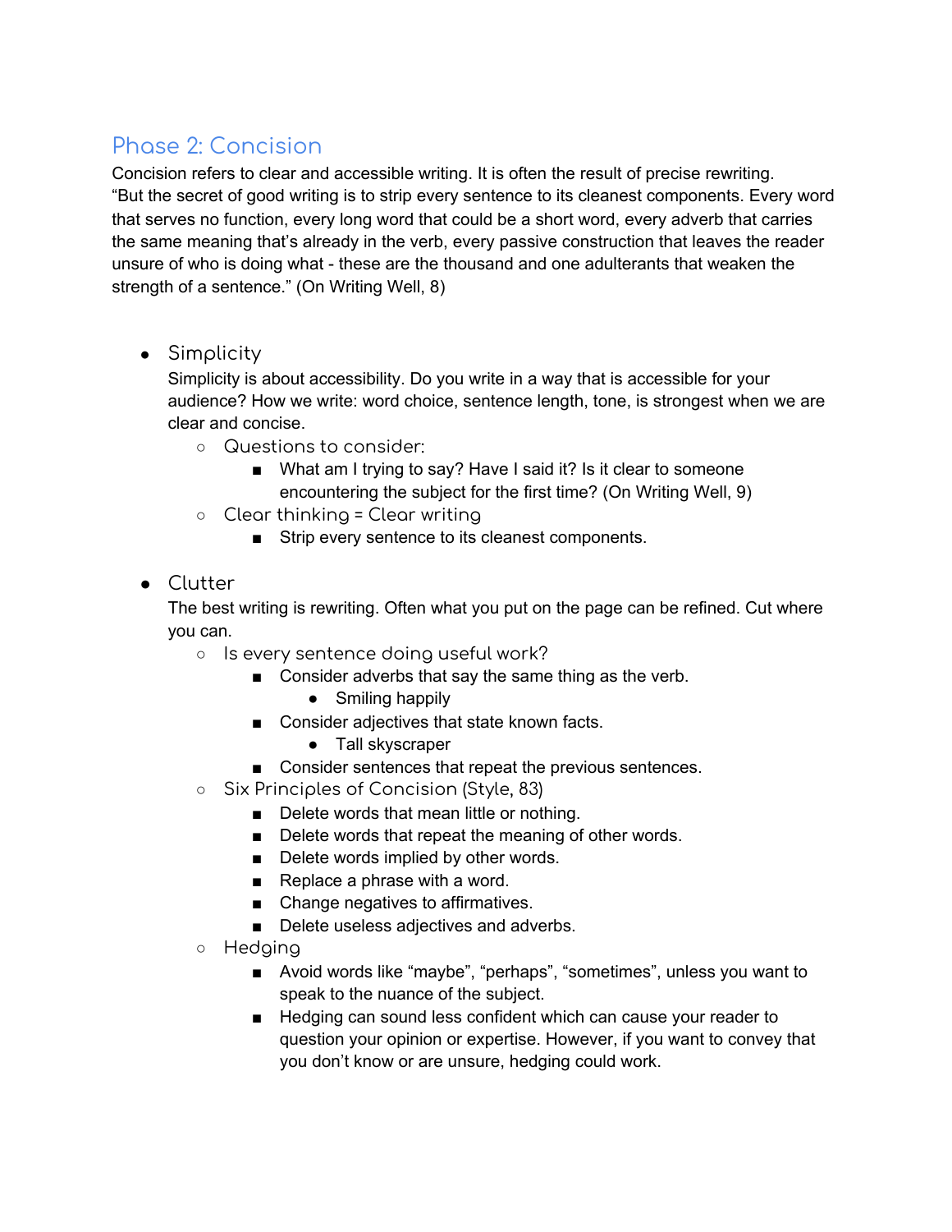## Phase 2: Concision

Concision refers to clear and accessible writing. It is often the result of precise rewriting. "But the secret of good writing is to strip every sentence to its cleanest components. Every word that serves no function, every long word that could be a short word, every adverb that carries the same meaning that's already in the verb, every passive construction that leaves the reader unsure of who is doing what - these are the thousand and one adulterants that weaken the strength of a sentence." (On Writing Well, 8)

- Simplicity
  Simplicity is about accessibility. Do you write in a way that is accessible for your audience? How we write: word choice, sentence length, tone, is strongest when we are clear and concise.
  - Questions to consider:
    - What am I trying to say? Have I said it? Is it clear to someone encountering the subject for the first time? (On Writing Well, 9)
  - Clear thinking = Clear writing
    - Strip every sentence to its cleanest components.

- Clutter
  The best writing is rewriting. Often what you put on the page can be refined. Cut where you can.
  - Is every sentence doing useful work?
    - Consider adverbs that say the same thing as the verb.
      - Smiling happily
    - Consider adjectives that state known facts.
      - Tall skyscraper
    - Consider sentences that repeat the previous sentences.
  - Six Principles of Concision (Style, 83)
    - Delete words that mean little or nothing.
    - Delete words that repeat the meaning of other words.
    - Delete words implied by other words.
    - Replace a phrase with a word.
    - Change negatives to affirmatives.
    - Delete useless adjectives and adverbs.
  - Hedging
    - Avoid words like "maybe", "perhaps", "sometimes", unless you want to speak to the nuance of the subject.
    - Hedging can sound less confident which can cause your reader to question your opinion or expertise. However, if you want to convey that you don't know or are unsure, hedging could work.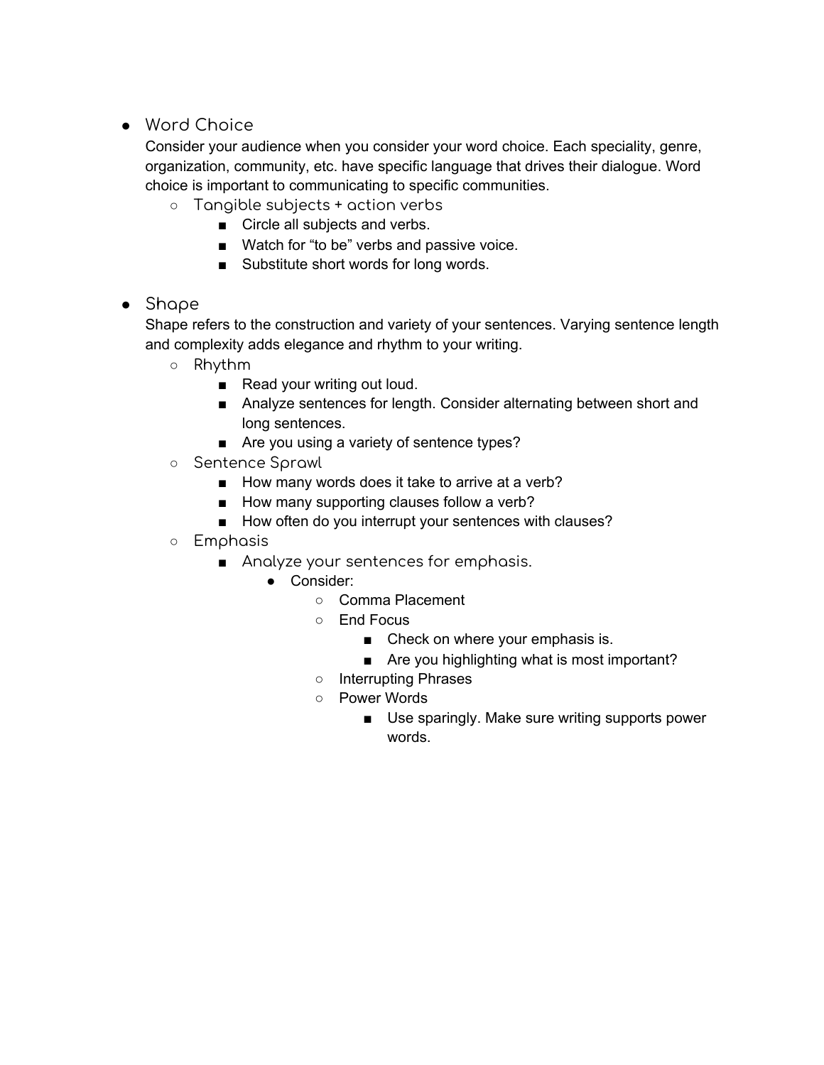- Word Choice

  Consider your audience when you consider your word choice. Each speciality, genre, organization, community, etc. have specific language that drives their dialogue. Word choice is important to communicating to specific communities.

  - Tangible subjects + action verbs
    - Circle all subjects and verbs.
    - Watch for "to be" verbs and passive voice.
    - Substitute short words for long words.

- Shape

  Shape refers to the construction and variety of your sentences. Varying sentence length and complexity adds elegance and rhythm to your writing.

  - Rhythm
    - Read your writing out loud.
    - Analyze sentences for length. Consider alternating between short and long sentences.
    - Are you using a variety of sentence types?
  - Sentence Sprawl
    - How many words does it take to arrive at a verb?
    - How many supporting clauses follow a verb?
    - How often do you interrupt your sentences with clauses?
  - Emphasis
    - Analyze your sentences for emphasis.
      - Consider:
        - Comma Placement
        - End Focus
          - Check on where your emphasis is.
          - Are you highlighting what is most important?
        - Interrupting Phrases
        - Power Words
          - Use sparingly. Make sure writing supports power words.